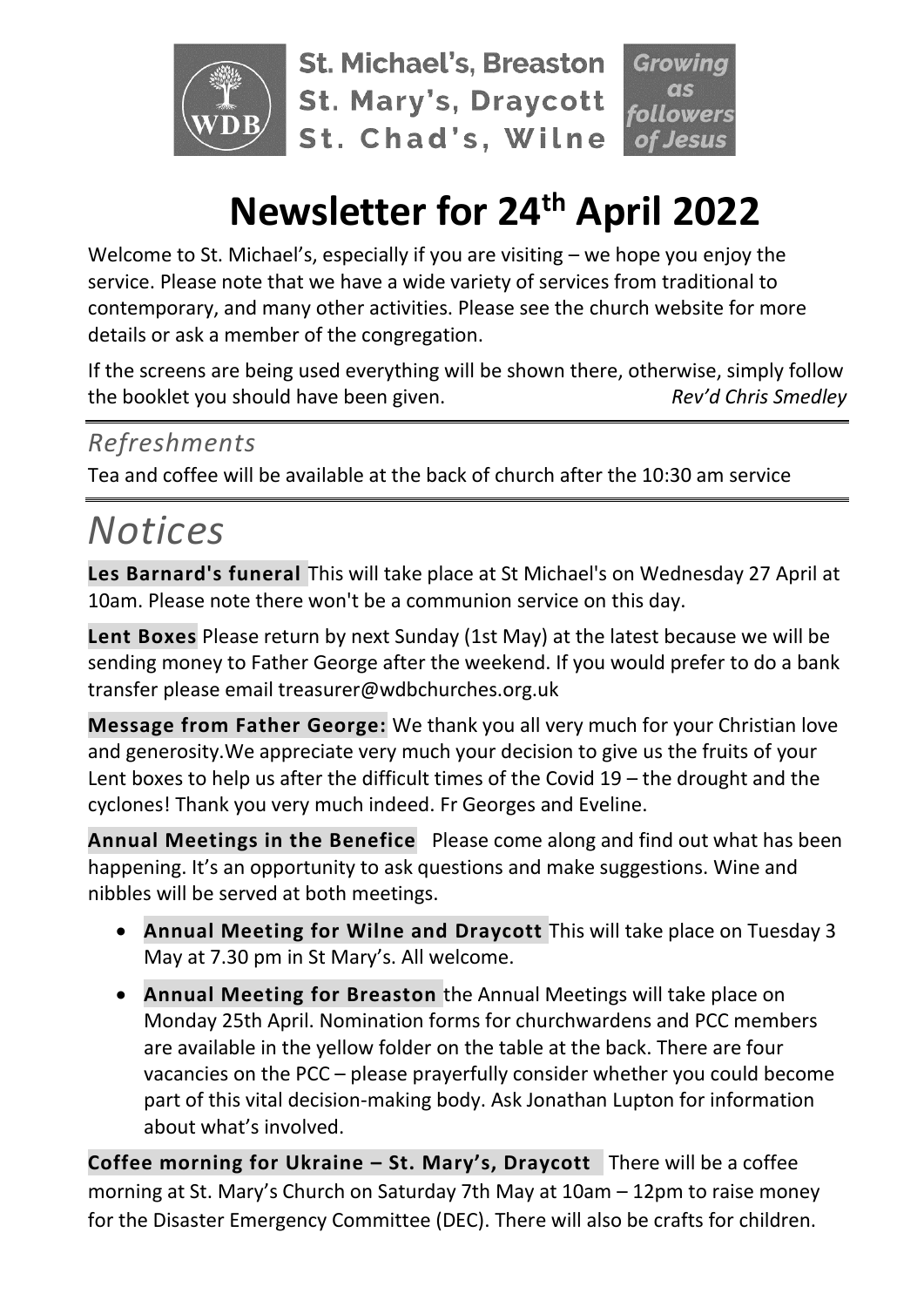St. Michael's, Breaston
St. Mary's, Draycott
St. Chad's, Wilne

Growing as followers of Jesus

# Newsletter for 24th April 2022

Welcome to St. Michael's, especially if you are visiting – we hope you enjoy the service. Please note that we have a wide variety of services from traditional to contemporary, and many other activities. Please see the church website for more details or ask a member of the congregation.

If the screens are being used everything will be shown there, otherwise, simply follow the booklet you should have been given. *Rev'd Chris Smedley*

## *Refreshments*

Tea and coffee will be available at the back of church after the 10:30 am service

# *Notices*

**Les Barnard's funeral** This will take place at St Michael's on Wednesday 27 April at 10am. Please note there won't be a communion service on this day.

**Lent Boxes** Please return by next Sunday (1st May) at the latest because we will be sending money to Father George after the weekend. If you would prefer to do a bank transfer please email treasurer@wdbchurches.org.uk

**Message from Father George:** We thank you all very much for your Christian love and generosity.We appreciate very much your decision to give us the fruits of your Lent boxes to help us after the difficult times of the Covid 19 – the drought and the cyclones! Thank you very much indeed. Fr Georges and Eveline.

**Annual Meetings in the Benefice** Please come along and find out what has been happening. It's an opportunity to ask questions and make suggestions. Wine and nibbles will be served at both meetings.

- **Annual Meeting for Wilne and Draycott** This will take place on Tuesday 3 May at 7.30 pm in St Mary's. All welcome.
- **Annual Meeting for Breaston** the Annual Meetings will take place on Monday 25th April. Nomination forms for churchwardens and PCC members are available in the yellow folder on the table at the back. There are four vacancies on the PCC – please prayerfully consider whether you could become part of this vital decision-making body. Ask Jonathan Lupton for information about what's involved.

**Coffee morning for Ukraine – St. Mary's, Draycott** There will be a coffee morning at St. Mary's Church on Saturday 7th May at 10am – 12pm to raise money for the Disaster Emergency Committee (DEC). There will also be crafts for children.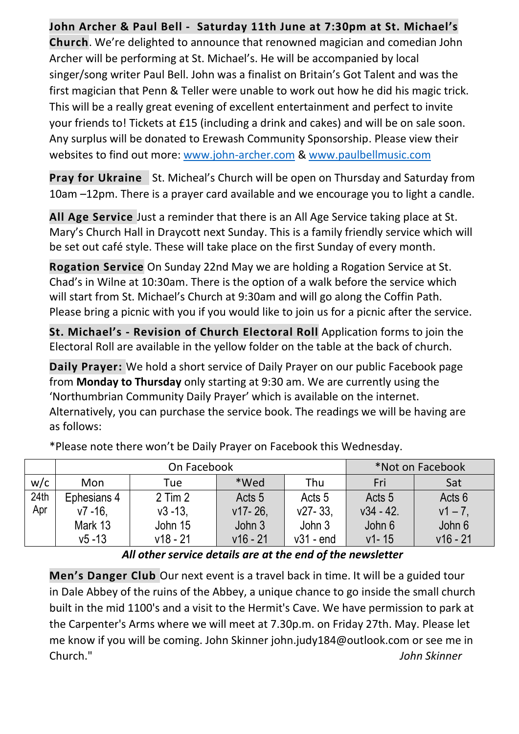**John Archer & Paul Bell - Saturday 11th June at 7:30pm at St. Michael's Church**. We're delighted to announce that renowned magician and comedian John Archer will be performing at St. Michael's. He will be accompanied by local singer/song writer Paul Bell. John was a finalist on Britain's Got Talent and was the first magician that Penn & Teller were unable to work out how he did his magic trick. This will be a really great evening of excellent entertainment and perfect to invite your friends to! Tickets at £15 (including a drink and cakes) and will be on sale soon. Any surplus will be donated to Erewash Community Sponsorship. Please view their websites to find out more: www.john-archer.com & www.paulbellmusic.com

**Pray for Ukraine** St. Micheal's Church will be open on Thursday and Saturday from 10am –12pm. There is a prayer card available and we encourage you to light a candle.

**All Age Service** Just a reminder that there is an All Age Service taking place at St. Mary's Church Hall in Draycott next Sunday. This is a family friendly service which will be set out café style. These will take place on the first Sunday of every month.

**Rogation Service** On Sunday 22nd May we are holding a Rogation Service at St. Chad's in Wilne at 10:30am. There is the option of a walk before the service which will start from St. Michael's Church at 9:30am and will go along the Coffin Path. Please bring a picnic with you if you would like to join us for a picnic after the service.

**St. Michael's - Revision of Church Electoral Roll** Application forms to join the Electoral Roll are available in the yellow folder on the table at the back of church.

**Daily Prayer:** We hold a short service of Daily Prayer on our public Facebook page from **Monday to Thursday** only starting at 9:30 am. We are currently using the 'Northumbrian Community Daily Prayer' which is available on the internet. Alternatively, you can purchase the service book. The readings we will be having are as follows:

*Please note there won't be Daily Prayer on Facebook this Wednesday.

| | On Facebook | | | | *Not on Facebook | |
|---|---|---|---|---|---|---|
| w/c | Mon | Tue | *Wed | Thu | Fri | Sat |
| 24th Apr | Ephesians 4 v7 -16, Mark 13 v5 -13 | 2 Tim 2 v3 -13, John 15 v18 - 21 | Acts 5 v17- 26, John 3 v16 - 21 | Acts 5 v27- 33, John 3 v31 - end | Acts 5 v34 - 42. John 6 v1- 15 | Acts 6 v1 – 7, John 6 v16 - 21 |

***All other service details are at the end of the newsletter***

**Men's Danger Club** Our next event is a travel back in time. It will be a guided tour in Dale Abbey of the ruins of the Abbey, a unique chance to go inside the small church built in the mid 1100's and a visit to the Hermit's Cave. We have permission to park at the Carpenter's Arms where we will meet at 7.30p.m. on Friday 27th. May. Please let me know if you will be coming. John Skinner john.judy184@outlook.com or see me in Church."

*John Skinner*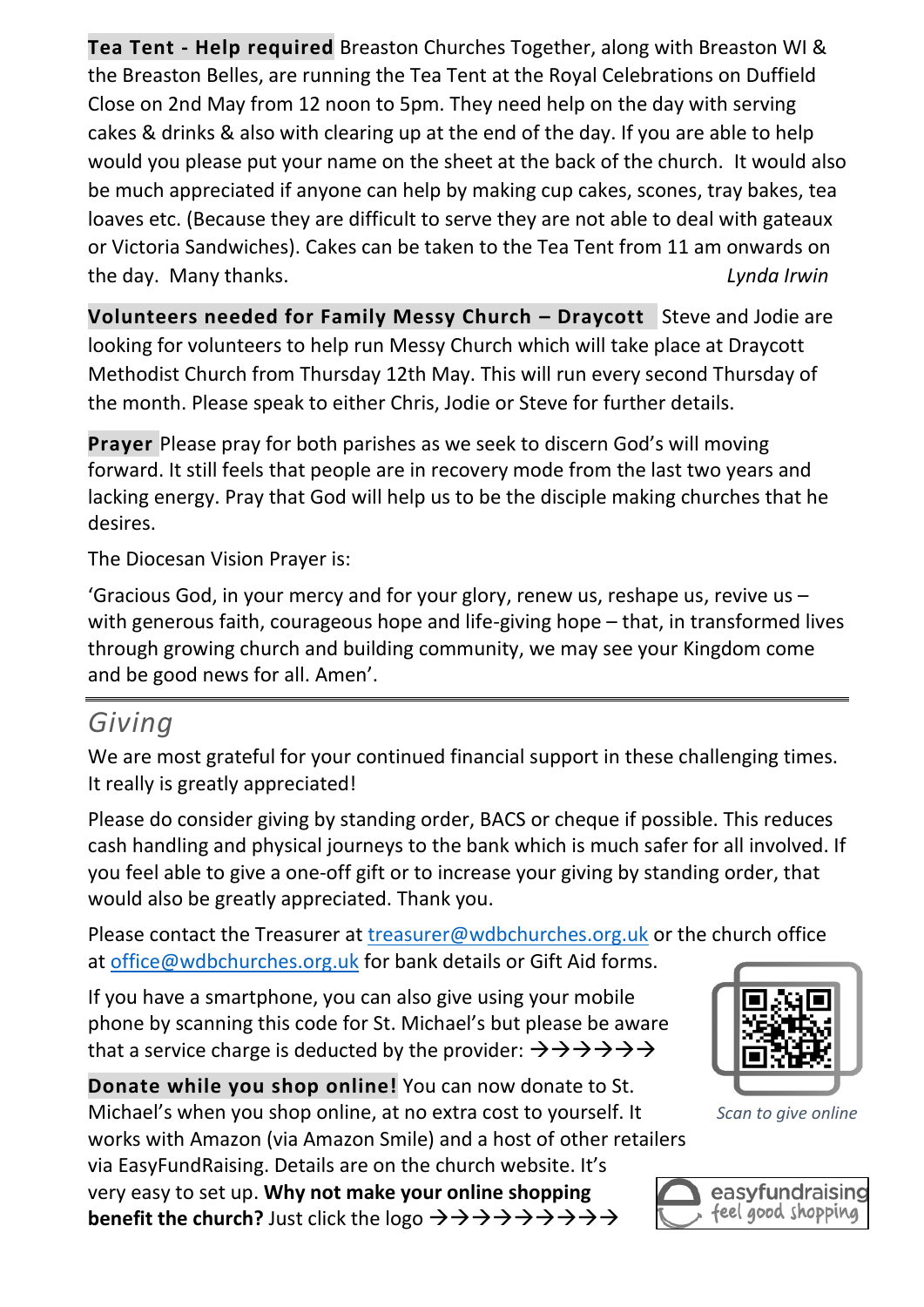**Tea Tent - Help required** Breaston Churches Together, along with Breaston WI & the Breaston Belles, are running the Tea Tent at the Royal Celebrations on Duffield Close on 2nd May from 12 noon to 5pm. They need help on the day with serving cakes & drinks & also with clearing up at the end of the day. If you are able to help would you please put your name on the sheet at the back of the church. It would also be much appreciated if anyone can help by making cup cakes, scones, tray bakes, tea loaves etc. (Because they are difficult to serve they are not able to deal with gateaux or Victoria Sandwiches). Cakes can be taken to the Tea Tent from 11 am onwards on the day. Many thanks. *Lynda Irwin*

**Volunteers needed for Family Messy Church – Draycott** Steve and Jodie are looking for volunteers to help run Messy Church which will take place at Draycott Methodist Church from Thursday 12th May. This will run every second Thursday of the month. Please speak to either Chris, Jodie or Steve for further details.

**Prayer** Please pray for both parishes as we seek to discern God's will moving forward. It still feels that people are in recovery mode from the last two years and lacking energy. Pray that God will help us to be the disciple making churches that he desires.

The Diocesan Vision Prayer is:

'Gracious God, in your mercy and for your glory, renew us, reshape us, revive us – with generous faith, courageous hope and life-giving hope – that, in transformed lives through growing church and building community, we may see your Kingdom come and be good news for all. Amen'.

---

## *Giving*

We are most grateful for your continued financial support in these challenging times. It really is greatly appreciated!

Please do consider giving by standing order, BACS or cheque if possible. This reduces cash handling and physical journeys to the bank which is much safer for all involved. If you feel able to give a one-off gift or to increase your giving by standing order, that would also be greatly appreciated. Thank you.

Please contact the Treasurer at treasurer@wdbchurches.org.uk or the church office at office@wdbchurches.org.uk for bank details or Gift Aid forms.

If you have a smartphone, you can also give using your mobile phone by scanning this code for St. Michael's but please be aware that a service charge is deducted by the provider: →→→→→→

*Scan to give online*

**Donate while you shop online!** You can now donate to St. Michael's when you shop online, at no extra cost to yourself. It works with Amazon (via Amazon Smile) and a host of other retailers via EasyFundRaising. Details are on the church website. It's very easy to set up. **Why not make your online shopping benefit the church?** Just click the logo →→→→→→→→→→

easyfundraising feel good shopping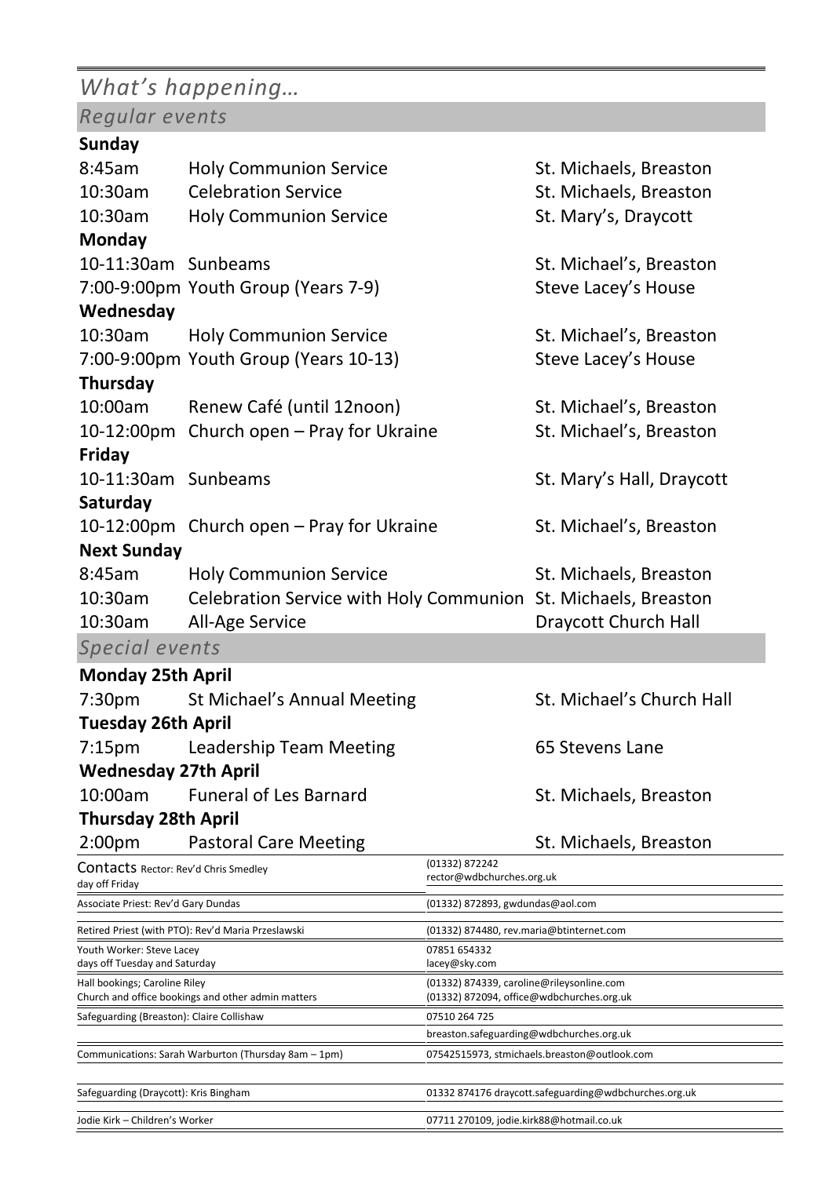# *What's happening…*

## *Regular events*

**Sunday**

| | | |
|---|---|---|
| 8:45am | Holy Communion Service | St. Michaels, Breaston |
| 10:30am | Celebration Service | St. Michaels, Breaston |
| 10:30am | Holy Communion Service | St. Mary's, Draycott |

**Monday**

| | | |
|---|---|---|
| 10-11:30am | Sunbeams | St. Michael's, Breaston |
| 7:00-9:00pm | Youth Group (Years 7-9) | Steve Lacey's House |

**Wednesday**

| | | |
|---|---|---|
| 10:30am | Holy Communion Service | St. Michael's, Breaston |
| 7:00-9:00pm | Youth Group (Years 10-13) | Steve Lacey's House |

**Thursday**

| | | |
|---|---|---|
| 10:00am | Renew Café (until 12noon) | St. Michael's, Breaston |
| 10-12:00pm | Church open – Pray for Ukraine | St. Michael's, Breaston |

**Friday**

| | | |
|---|---|---|
| 10-11:30am | Sunbeams | St. Mary's Hall, Draycott |

**Saturday**

| | | |
|---|---|---|
| 10-12:00pm | Church open – Pray for Ukraine | St. Michael's, Breaston |

**Next Sunday**

| | | |
|---|---|---|
| 8:45am | Holy Communion Service | St. Michaels, Breaston |
| 10:30am | Celebration Service with Holy Communion | St. Michaels, Breaston |
| 10:30am | All-Age Service | Draycott Church Hall |

## *Special events*

**Monday 25th April**

| | | |
|---|---|---|
| 7:30pm | St Michael's Annual Meeting | St. Michael's Church Hall |

**Tuesday 26th April**

| | | |
|---|---|---|
| 7:15pm | Leadership Team Meeting | 65 Stevens Lane |

**Wednesday 27th April**

| | | |
|---|---|---|
| 10:00am | Funeral of Les Barnard | St. Michaels, Breaston |

**Thursday 28th April**

| | | |
|---|---|---|
| 2:00pm | Pastoral Care Meeting | St. Michaels, Breaston |

| | |
|---|---|
| Contacts Rector: Rev'd Chris Smedley<br>day off Friday | (01332) 872242<br>rector@wdbchurches.org.uk |
| Associate Priest: Rev'd Gary Dundas | (01332) 872893, gwdundas@aol.com |
| Retired Priest (with PTO): Rev'd Maria Przeslawski | (01332) 874480, rev.maria@btinternet.com |
| Youth Worker: Steve Lacey<br>days off Tuesday and Saturday | 07851 654332<br>lacey@sky.com |
| Hall bookings; Caroline Riley<br>Church and office bookings and other admin matters | (01332) 874339, caroline@rileysonline.com<br>(01332) 872094, office@wdbchurches.org.uk |
| Safeguarding (Breaston): Claire Collishaw | 07510 264 725<br>breaston.safeguarding@wdbchurches.org.uk |
| Communications: Sarah Warburton (Thursday 8am – 1pm) | 07542515973, stmichaels.breaston@outlook.com |
| Safeguarding (Draycott): Kris Bingham | 01332 874176 draycott.safeguarding@wdbchurches.org.uk |
| Jodie Kirk – Children's Worker | 07711 270109, jodie.kirk88@hotmail.co.uk |